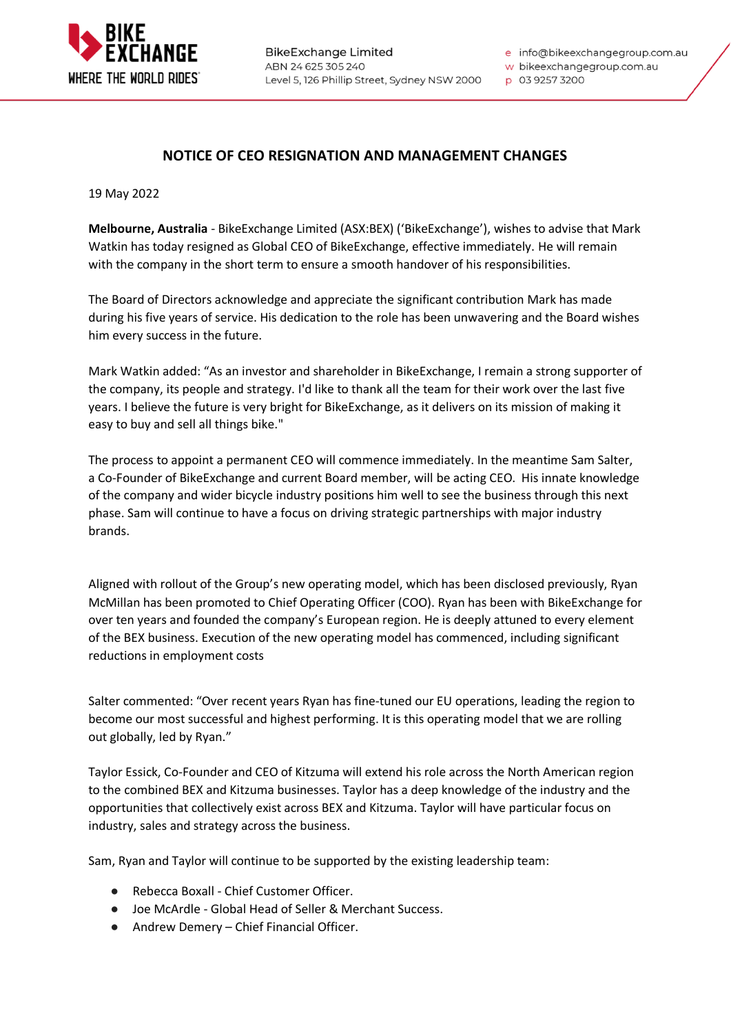BIKE EXCHANGE
WHERE THE WORLD RIDES®

BikeExchange Limited
ABN 24 625 305 240
Level 5, 126 Phillip Street, Sydney NSW 2000

e info@bikeexchangegroup.com.au
w bikeexchangegroup.com.au
p 03 9257 3200

## NOTICE OF CEO RESIGNATION AND MANAGEMENT CHANGES

19 May 2022

**Melbourne, Australia** - BikeExchange Limited (ASX:BEX) ('BikeExchange'), wishes to advise that Mark Watkin has today resigned as Global CEO of BikeExchange, effective immediately. He will remain with the company in the short term to ensure a smooth handover of his responsibilities.

The Board of Directors acknowledge and appreciate the significant contribution Mark has made during his five years of service. His dedication to the role has been unwavering and the Board wishes him every success in the future.

Mark Watkin added: "As an investor and shareholder in BikeExchange, I remain a strong supporter of the company, its people and strategy. I'd like to thank all the team for their work over the last five years. I believe the future is very bright for BikeExchange, as it delivers on its mission of making it easy to buy and sell all things bike."

The process to appoint a permanent CEO will commence immediately. In the meantime Sam Salter, a Co-Founder of BikeExchange and current Board member, will be acting CEO. His innate knowledge of the company and wider bicycle industry positions him well to see the business through this next phase. Sam will continue to have a focus on driving strategic partnerships with major industry brands.

Aligned with rollout of the Group's new operating model, which has been disclosed previously, Ryan McMillan has been promoted to Chief Operating Officer (COO). Ryan has been with BikeExchange for over ten years and founded the company's European region. He is deeply attuned to every element of the BEX business. Execution of the new operating model has commenced, including significant reductions in employment costs

Salter commented: "Over recent years Ryan has fine-tuned our EU operations, leading the region to become our most successful and highest performing. It is this operating model that we are rolling out globally, led by Ryan."

Taylor Essick, Co-Founder and CEO of Kitzuma will extend his role across the North American region to the combined BEX and Kitzuma businesses. Taylor has a deep knowledge of the industry and the opportunities that collectively exist across BEX and Kitzuma. Taylor will have particular focus on industry, sales and strategy across the business.

Sam, Ryan and Taylor will continue to be supported by the existing leadership team:

- Rebecca Boxall - Chief Customer Officer.
- Joe McArdle - Global Head of Seller & Merchant Success.
- Andrew Demery – Chief Financial Officer.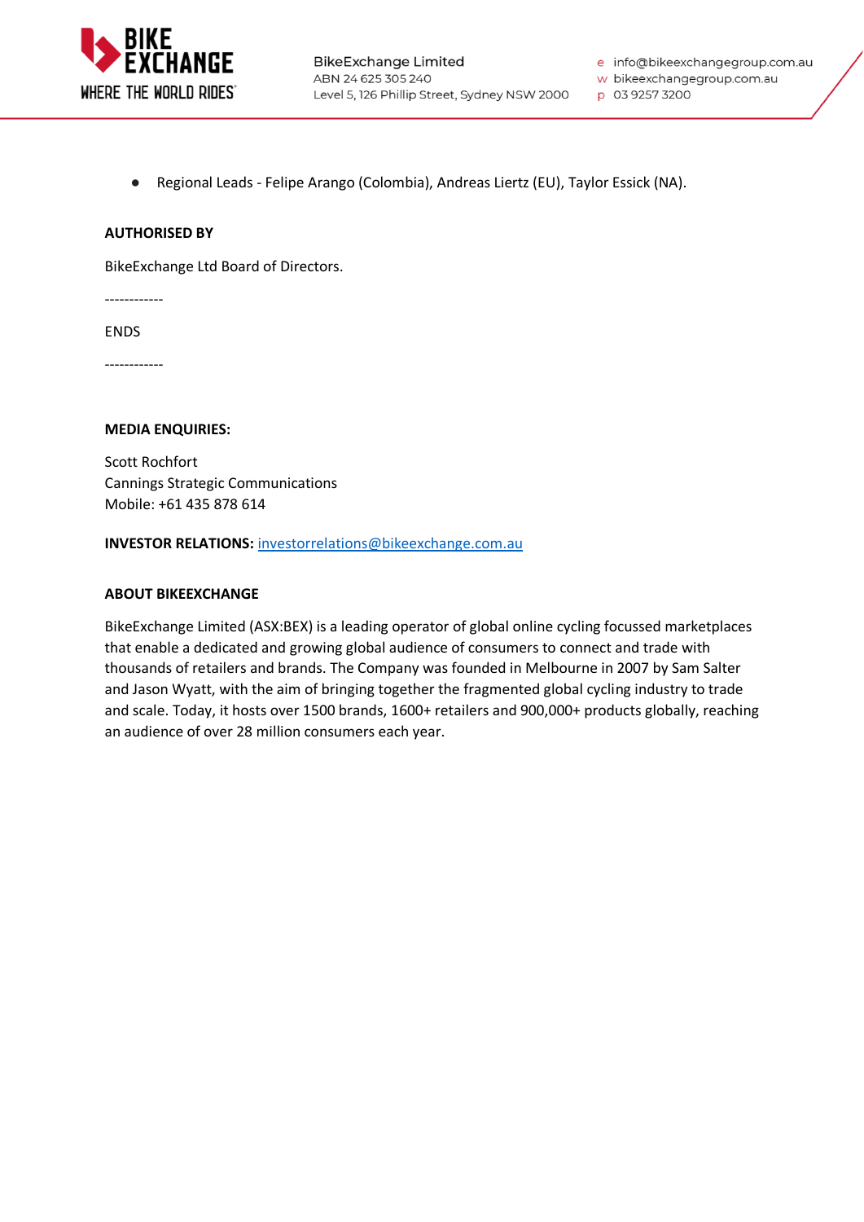- Regional Leads - Felipe Arango (Colombia), Andreas Liertz (EU), Taylor Essick (NA).

**AUTHORISED BY**

BikeExchange Ltd Board of Directors.

------------

ENDS

------------

**MEDIA ENQUIRIES:**

Scott Rochfort
Cannings Strategic Communications
Mobile: +61 435 878 614

**INVESTOR RELATIONS:** investorrelations@bikeexchange.com.au

**ABOUT BIKEEXCHANGE**

BikeExchange Limited (ASX:BEX) is a leading operator of global online cycling focussed marketplaces that enable a dedicated and growing global audience of consumers to connect and trade with thousands of retailers and brands. The Company was founded in Melbourne in 2007 by Sam Salter and Jason Wyatt, with the aim of bringing together the fragmented global cycling industry to trade and scale. Today, it hosts over 1500 brands, 1600+ retailers and 900,000+ products globally, reaching an audience of over 28 million consumers each year.